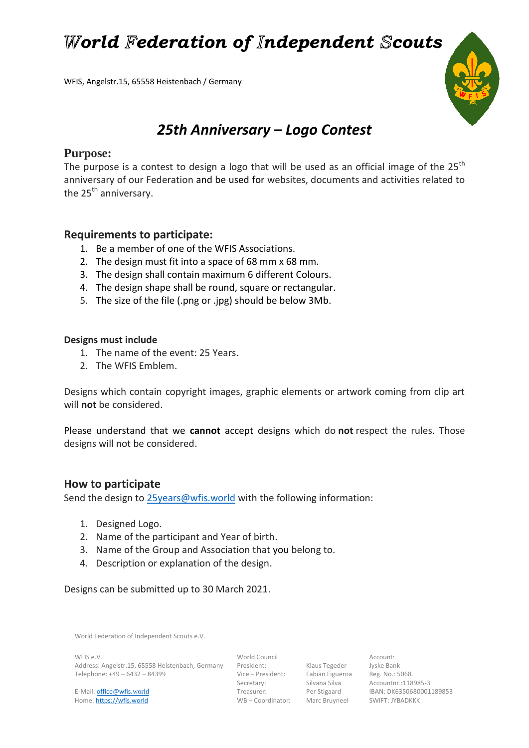# *World Federation of Independent Scouts*

WFIS, Angelstr.15, 65558 Heistenbach / Germany

## *25th Anniversary – Logo Contest*

## Purpose:

The purpose is a contest to design a logo that will be used as an official image of the 25th anniversary of our Federation and be used for websites, documents and activities related to the 25th anniversary.

## Requirements to participate:

1. Be a member of one of the WFIS Associations.
2. The design must fit into a space of 68 mm x 68 mm.
3. The design shall contain maximum 6 different Colours.
4. The design shape shall be round, square or rectangular.
5. The size of the file (.png or .jpg) should be below 3Mb.

**Designs must include**

1. The name of the event: 25 Years.
2. The WFIS Emblem.

Designs which contain copyright images, graphic elements or artwork coming from clip art will **not** be considered.

Please understand that we **cannot** accept designs which do **not** respect the rules. Those designs will not be considered.

## How to participate

Send the design to 25years@wfis.world with the following information:

1. Designed Logo.
2. Name of the participant and Year of birth.
3. Name of the Group and Association that you belong to.
4. Description or explanation of the design.

Designs can be submitted up to 30 March 2021.

World Federation of Independent Scouts e.V.

WFIS e.V.
Address: Angelstr.15, 65558 Heistenbach, Germany
Telephone: +49 – 6432 – 84399

E-Mail: office@wfis.world
Home: https://wfis.world

World Council
President: Klaus Tegeder
Vice – President: Fabian Figueroa
Secretary: Silvana Silva
Treasurer: Per Stigaard
WB – Coordinator: Marc Bruyneel

Account:
Jyske Bank
Reg. No.: 5068.
Accountnr.:118985-3
IBAN: DK6350680001189853
SWIFT: JYBADKKK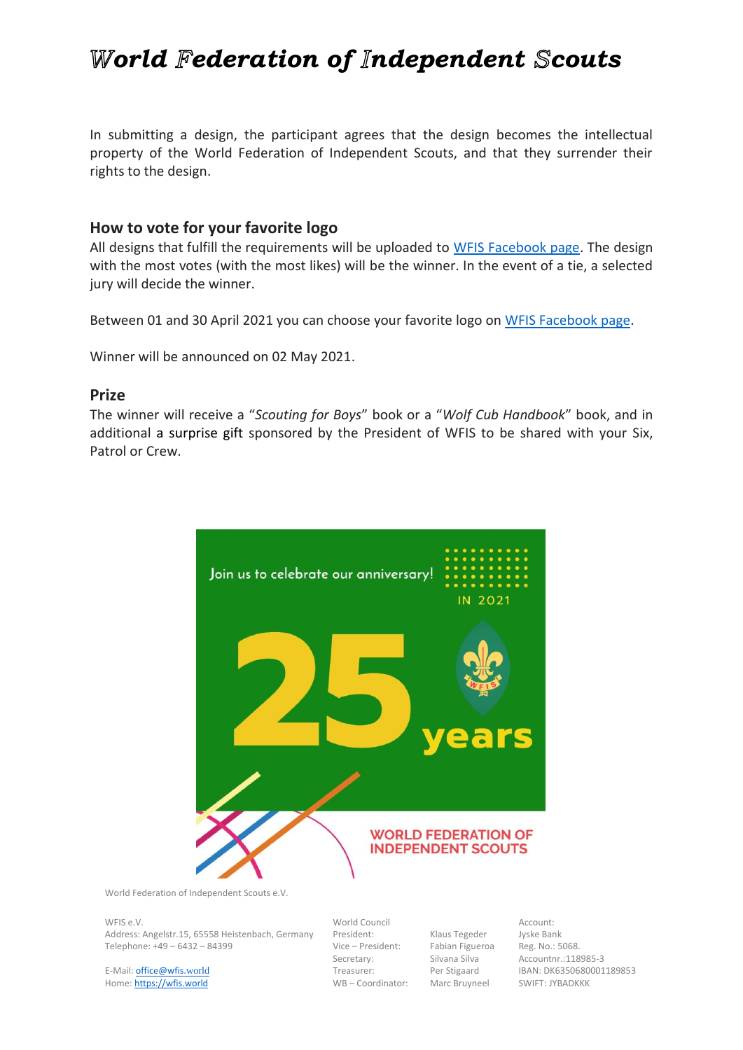# World Federation of Independent Scouts

In submitting a design, the participant agrees that the design becomes the intellectual property of the World Federation of Independent Scouts, and that they surrender their rights to the design.

## How to vote for your favorite logo

All designs that fulfill the requirements will be uploaded to WFIS Facebook page. The design with the most votes (with the most likes) will be the winner. In the event of a tie, a selected jury will decide the winner.

Between 01 and 30 April 2021 you can choose your favorite logo on WFIS Facebook page.

Winner will be announced on 02 May 2021.

## Prize

The winner will receive a "*Scouting for Boys*" book or a "*Wolf Cub Handbook*" book, and in additional a surprise gift sponsored by the President of WFIS to be shared with your Six, Patrol or Crew.

Join us to celebrate our anniversary!

IN 2021

25 years

WORLD FEDERATION OF INDEPENDENT SCOUTS

World Federation of Independent Scouts e.V.

WFIS e.V.
Address: Angelstr.15, 65558 Heistenbach, Germany
Telephone: +49 – 6432 – 84399

E-Mail: office@wfis.world
Home: https://wfis.world

World Council
President: Klaus Tegeder
Vice – President: Fabian Figueroa
Secretary: Silvana Silva
Treasurer: Per Stigaard
WB – Coordinator: Marc Bruyneel

Account:
Jyske Bank
Reg. No.: 5068.
Accountnr.:118985-3
IBAN: DK6350680001189853
SWIFT: JYBADKKK